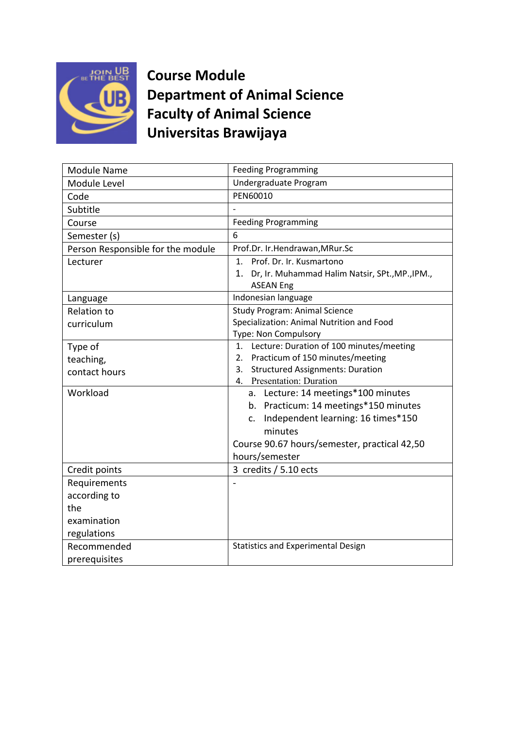# Course Module
# Department of Animal Science
# Faculty of Animal Science
# Universitas Brawijaya

| Module Name | Feeding Programming |
| --- | --- |
| Module Level | Undergraduate Program |
| Code | PEN60010 |
| Subtitle | - |
| Course | Feeding Programming |
| Semester (s) | 6 |
| Person Responsible for the module | Prof.Dr. Ir.Hendrawan,MRur.Sc |
| Lecturer | 1. Prof. Dr. Ir. Kusmartono<br>1. Dr, Ir. Muhammad Halim Natsir, SPt.,MP.,IPM., ASEAN Eng |
| Language | Indonesian language |
| Relation to curriculum | Study Program: Animal Science<br>Specialization: Animal Nutrition and Food<br>Type: Non Compulsory |
| Type of teaching, contact hours | 1. Lecture: Duration of 100 minutes/meeting<br>2. Practicum of 150 minutes/meeting<br>3. Structured Assignments: Duration<br>4. Presentation: Duration |
| Workload | a. Lecture: 14 meetings*100 minutes<br>b. Practicum: 14 meetings*150 minutes<br>c. Independent learning: 16 times*150 minutes<br>Course 90.67 hours/semester, practical 42,50 hours/semester |
| Credit points | 3 credits / 5.10 ects |
| Requirements according to the examination regulations | - |
| Recommended prerequisites | Statistics and Experimental Design |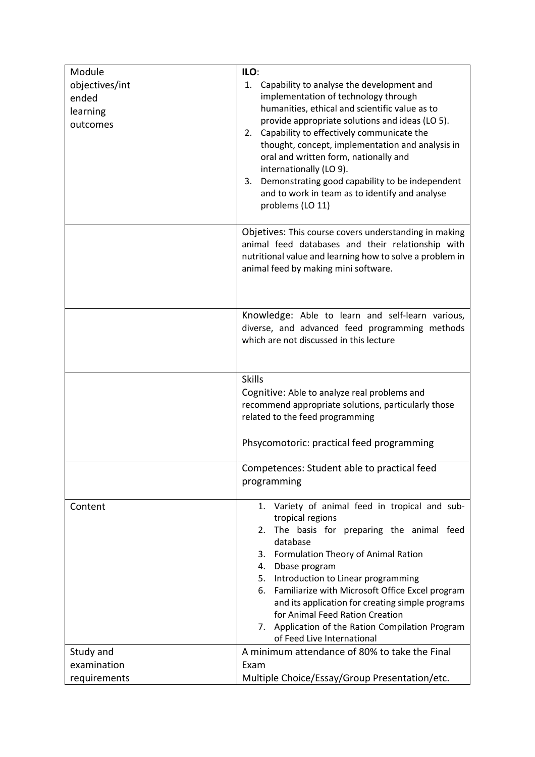| | |
|---|---|
| Module objectives/intended learning outcomes | **ILO**:<br>1. Capability to analyse the development and implementation of technology through humanities, ethical and scientific value as to provide appropriate solutions and ideas (LO 5).<br>2. Capability to effectively communicate the thought, concept, implementation and analysis in oral and written form, nationally and internationally (LO 9).<br>3. Demonstrating good capability to be independent and to work in team as to identify and analyse problems (LO 11) |
| | Objetives: This course covers understanding in making animal feed databases and their relationship with nutritional value and learning how to solve a problem in animal feed by making mini software. |
| | Knowledge: Able to learn and self-learn various, diverse, and advanced feed programming methods which are not discussed in this lecture |
| | Skills<br>Cognitive: Able to analyze real problems and recommend appropriate solutions, particularly those related to the feed programming<br><br>Phsycomotoric: practical feed programming |
| | Competences: Student able to practical feed programming |
| Content | 1. Variety of animal feed in tropical and sub-tropical regions<br>2. The basis for preparing the animal feed database<br>3. Formulation Theory of Animal Ration<br>4. Dbase program<br>5. Introduction to Linear programming<br>6. Familiarize with Microsoft Office Excel program and its application for creating simple programs for Animal Feed Ration Creation<br>7. Application of the Ration Compilation Program of Feed Live International |
| Study and examination requirements | A minimum attendance of 80% to take the Final Exam<br>Multiple Choice/Essay/Group Presentation/etc. |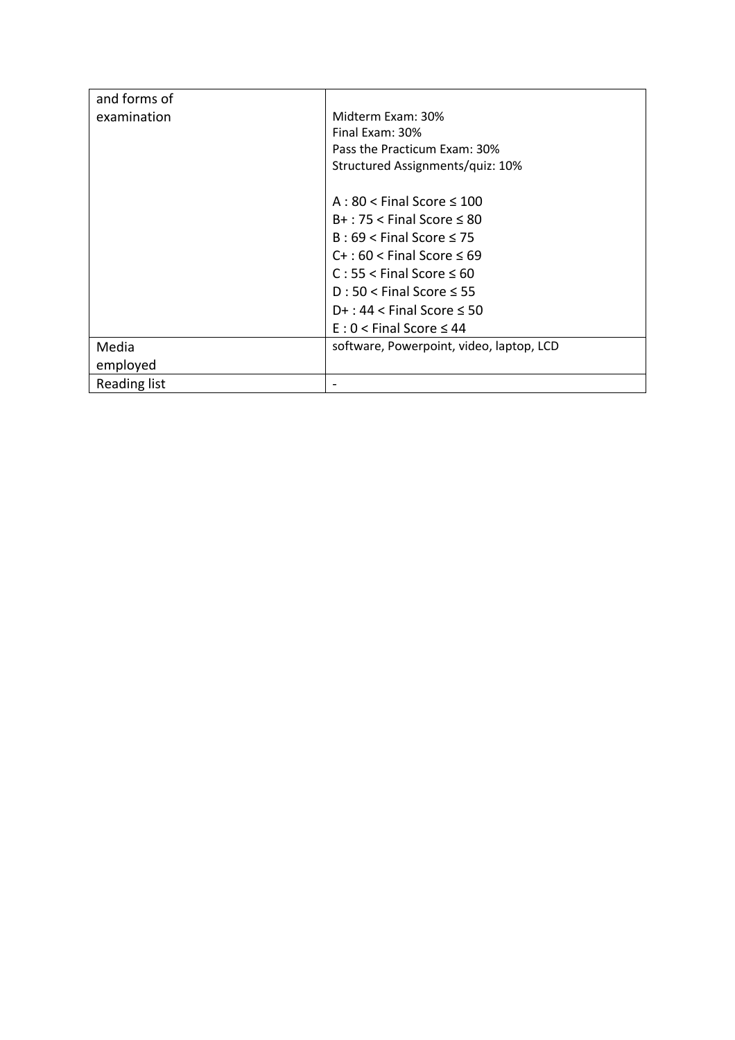| | |
|---|---|
| and forms of examination | Midterm Exam: 30%<br>Final Exam: 30%<br>Pass the Practicum Exam: 30%<br>Structured Assignments/quiz: 10%<br><br>A : 80 < Final Score ≤ 100<br>B+ : 75 < Final Score ≤ 80<br>B : 69 < Final Score ≤ 75<br>C+ : 60 < Final Score ≤ 69<br>C : 55 < Final Score ≤ 60<br>D : 50 < Final Score ≤ 55<br>D+ : 44 < Final Score ≤ 50<br>E : 0 < Final Score ≤ 44 |
| Media employed | software, Powerpoint, video, laptop, LCD |
| Reading list | - |